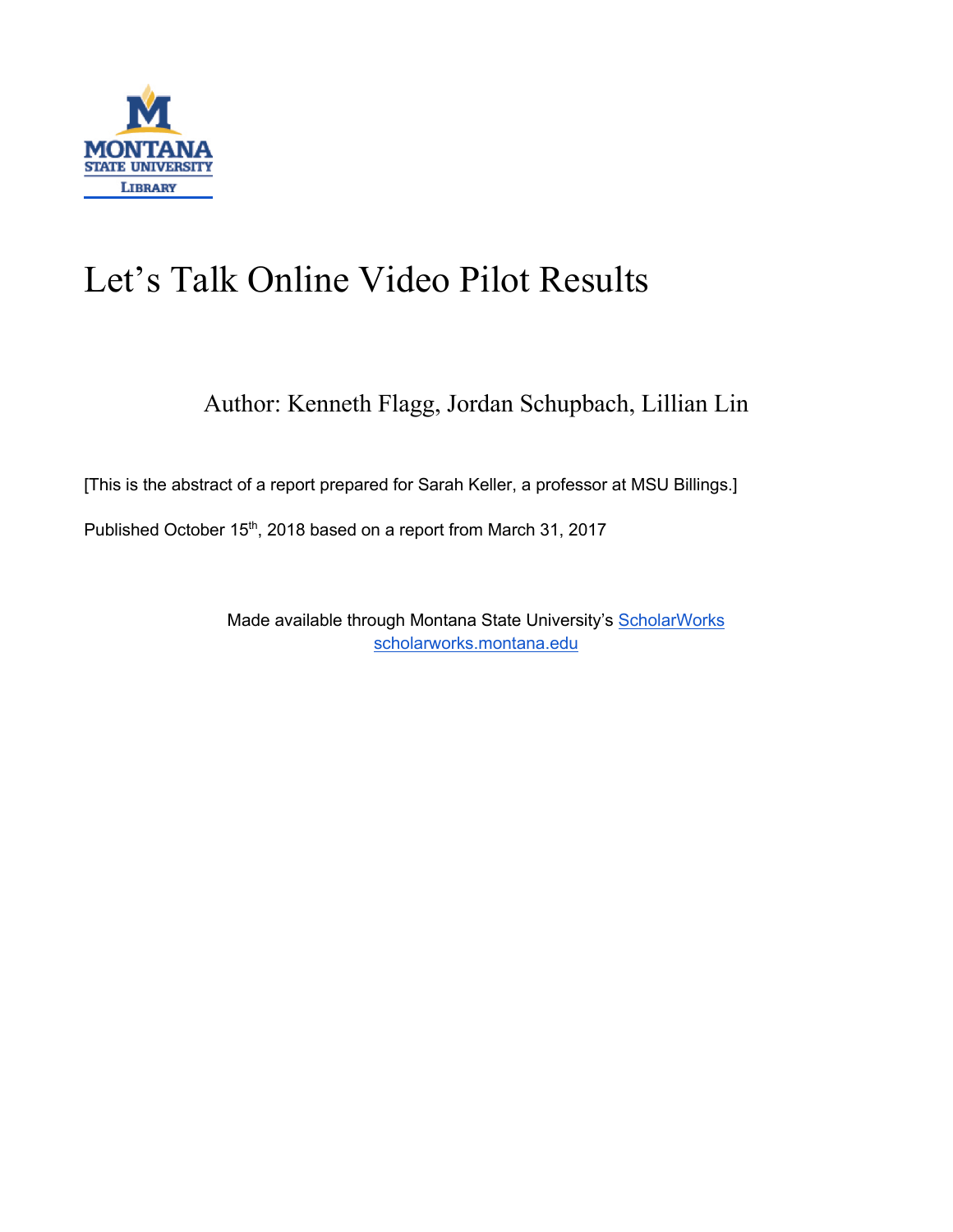MONTANA STATE UNIVERSITY LIBRARY

# Let's Talk Online Video Pilot Results

Author: Kenneth Flagg, Jordan Schupbach, Lillian Lin

[This is the abstract of a report prepared for Sarah Keller, a professor at MSU Billings.]

Published October 15th, 2018 based on a report from March 31, 2017

Made available through Montana State University's ScholarWorks
scholarworks.montana.edu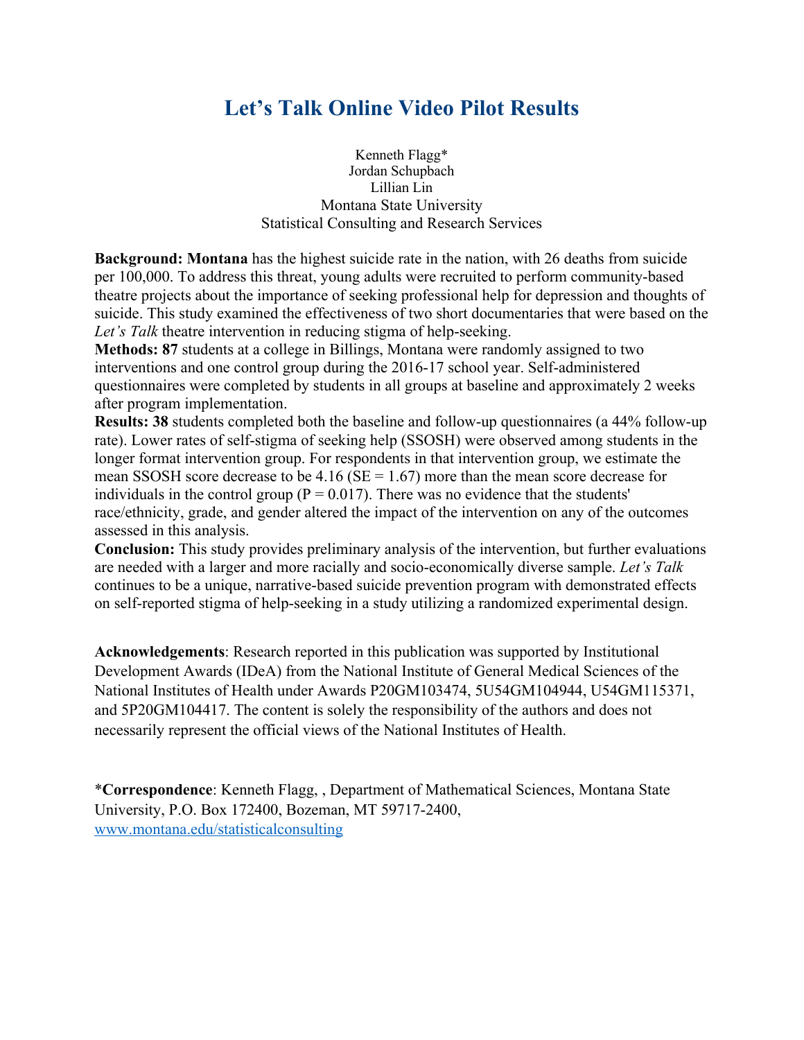# Let's Talk Online Video Pilot Results

Kenneth Flagg*
Jordan Schupbach
Lillian Lin
Montana State University
Statistical Consulting and Research Services

**Background: Montana** has the highest suicide rate in the nation, with 26 deaths from suicide per 100,000. To address this threat, young adults were recruited to perform community-based theatre projects about the importance of seeking professional help for depression and thoughts of suicide. This study examined the effectiveness of two short documentaries that were based on the *Let's Talk* theatre intervention in reducing stigma of help-seeking.

**Methods: 87** students at a college in Billings, Montana were randomly assigned to two interventions and one control group during the 2016-17 school year. Self-administered questionnaires were completed by students in all groups at baseline and approximately 2 weeks after program implementation.

**Results: 38** students completed both the baseline and follow-up questionnaires (a 44% follow-up rate). Lower rates of self-stigma of seeking help (SSOSH) were observed among students in the longer format intervention group. For respondents in that intervention group, we estimate the mean SSOSH score decrease to be 4.16 (SE = 1.67) more than the mean score decrease for individuals in the control group (P = 0.017). There was no evidence that the students' race/ethnicity, grade, and gender altered the impact of the intervention on any of the outcomes assessed in this analysis.

**Conclusion:** This study provides preliminary analysis of the intervention, but further evaluations are needed with a larger and more racially and socio-economically diverse sample. *Let's Talk* continues to be a unique, narrative-based suicide prevention program with demonstrated effects on self-reported stigma of help-seeking in a study utilizing a randomized experimental design.

**Acknowledgements**: Research reported in this publication was supported by Institutional Development Awards (IDeA) from the National Institute of General Medical Sciences of the National Institutes of Health under Awards P20GM103474, 5U54GM104944, U54GM115371, and 5P20GM104417. The content is solely the responsibility of the authors and does not necessarily represent the official views of the National Institutes of Health.

*__Correspondence__: Kenneth Flagg, , Department of Mathematical Sciences, Montana State University, P.O. Box 172400, Bozeman, MT 59717-2400,
www.montana.edu/statisticalconsulting